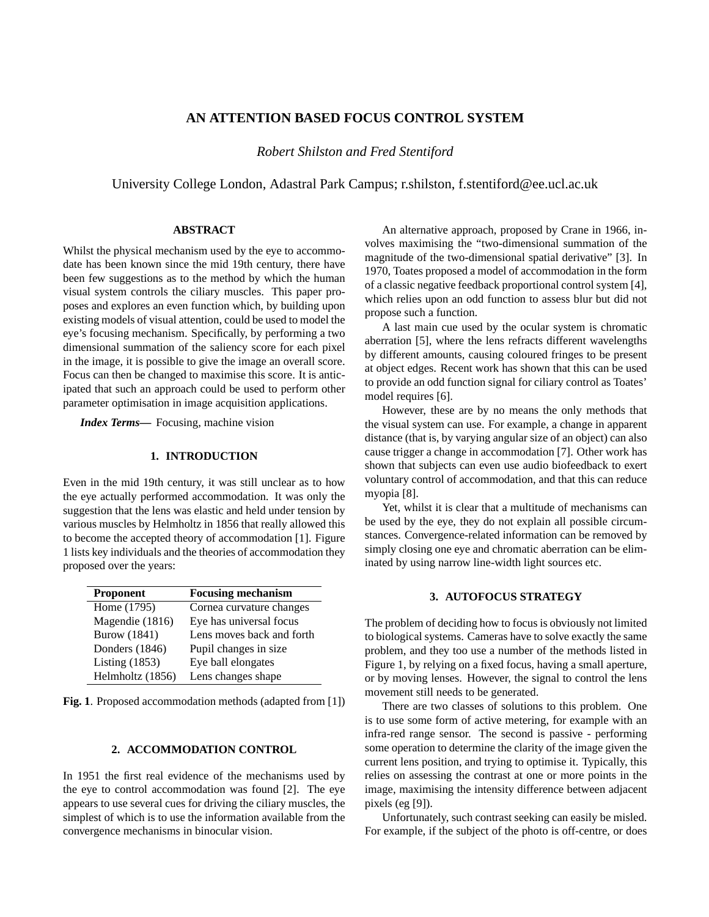# AN ATTENTION BASED FOCUS CONTROL SYSTEM

*Robert Shilston and Fred Stentiford*

University College London, Adastral Park Campus; r.shilston, f.stentiford@ee.ucl.ac.uk

## ABSTRACT

Whilst the physical mechanism used by the eye to accommodate has been known since the mid 19th century, there have been few suggestions as to the method by which the human visual system controls the ciliary muscles. This paper proposes and explores an even function which, by building upon existing models of visual attention, could be used to model the eye's focusing mechanism. Specifically, by performing a two dimensional summation of the saliency score for each pixel in the image, it is possible to give the image an overall score. Focus can then be changed to maximise this score. It is anticipated that such an approach could be used to perform other parameter optimisation in image acquisition applications.

***Index Terms*—** Focusing, machine vision

## 1. INTRODUCTION

Even in the mid 19th century, it was still unclear as to how the eye actually performed accommodation. It was only the suggestion that the lens was elastic and held under tension by various muscles by Helmholtz in 1856 that really allowed this to become the accepted theory of accommodation [1]. Figure 1 lists key individuals and the theories of accommodation they proposed over the years:

| Proponent | Focusing mechanism |
|---|---|
| Home (1795) | Cornea curvature changes |
| Magendie (1816) | Eye has universal focus |
| Burow (1841) | Lens moves back and forth |
| Donders (1846) | Pupil changes in size |
| Listing (1853) | Eye ball elongates |
| Helmholtz (1856) | Lens changes shape |

**Fig. 1**. Proposed accommodation methods (adapted from [1])

## 2. ACCOMMODATION CONTROL

In 1951 the first real evidence of the mechanisms used by the eye to control accommodation was found [2]. The eye appears to use several cues for driving the ciliary muscles, the simplest of which is to use the information available from the convergence mechanisms in binocular vision.

An alternative approach, proposed by Crane in 1966, involves maximising the "two-dimensional summation of the magnitude of the two-dimensional spatial derivative" [3]. In 1970, Toates proposed a model of accommodation in the form of a classic negative feedback proportional control system [4], which relies upon an odd function to assess blur but did not propose such a function.

A last main cue used by the ocular system is chromatic aberration [5], where the lens refracts different wavelengths by different amounts, causing coloured fringes to be present at object edges. Recent work has shown that this can be used to provide an odd function signal for ciliary control as Toates' model requires [6].

However, these are by no means the only methods that the visual system can use. For example, a change in apparent distance (that is, by varying angular size of an object) can also cause trigger a change in accommodation [7]. Other work has shown that subjects can even use audio biofeedback to exert voluntary control of accommodation, and that this can reduce myopia [8].

Yet, whilst it is clear that a multitude of mechanisms can be used by the eye, they do not explain all possible circumstances. Convergence-related information can be removed by simply closing one eye and chromatic aberration can be eliminated by using narrow line-width light sources etc.

## 3. AUTOFOCUS STRATEGY

The problem of deciding how to focus is obviously not limited to biological systems. Cameras have to solve exactly the same problem, and they too use a number of the methods listed in Figure 1, by relying on a fixed focus, having a small aperture, or by moving lenses. However, the signal to control the lens movement still needs to be generated.

There are two classes of solutions to this problem. One is to use some form of active metering, for example with an infra-red range sensor. The second is passive - performing some operation to determine the clarity of the image given the current lens position, and trying to optimise it. Typically, this relies on assessing the contrast at one or more points in the image, maximising the intensity difference between adjacent pixels (eg [9]).

Unfortunately, such contrast seeking can easily be misled. For example, if the subject of the photo is off-centre, or does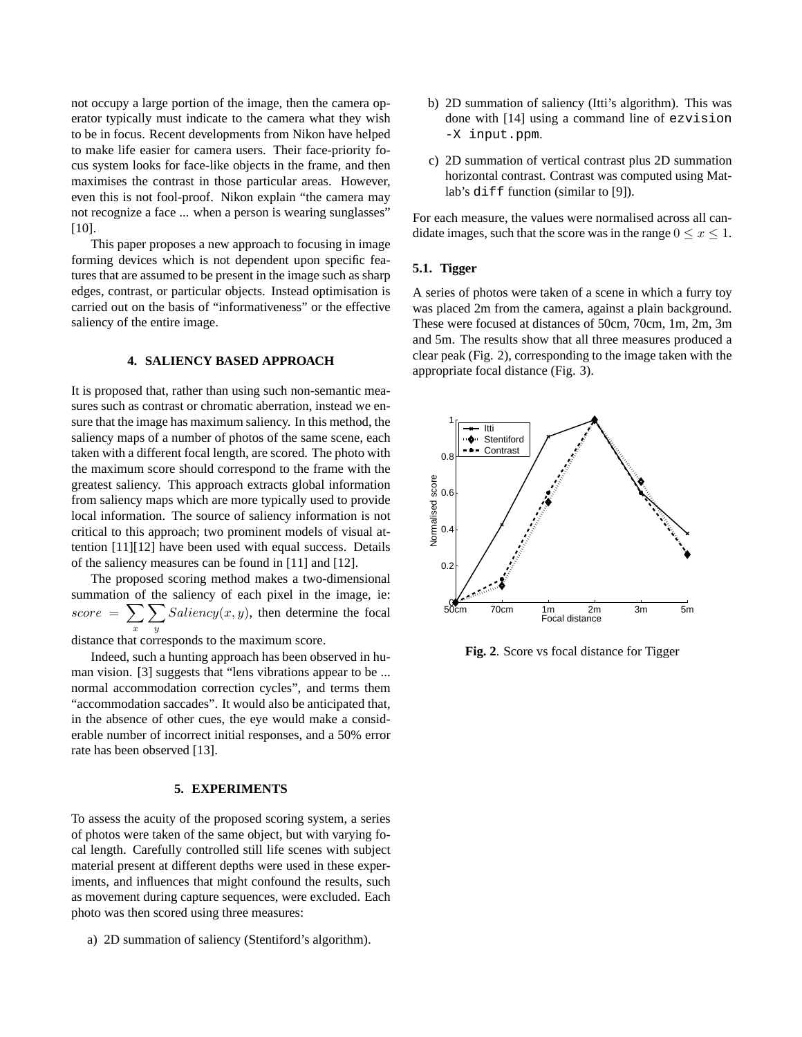not occupy a large portion of the image, then the camera operator typically must indicate to the camera what they wish to be in focus. Recent developments from Nikon have helped to make life easier for camera users. Their face-priority focus system looks for face-like objects in the frame, and then maximises the contrast in those particular areas. However, even this is not fool-proof. Nikon explain "the camera may not recognize a face ... when a person is wearing sunglasses" [10].

This paper proposes a new approach to focusing in image forming devices which is not dependent upon specific features that are assumed to be present in the image such as sharp edges, contrast, or particular objects. Instead optimisation is carried out on the basis of "informativeness" or the effective saliency of the entire image.

## 4. SALIENCY BASED APPROACH

It is proposed that, rather than using such non-semantic measures such as contrast or chromatic aberration, instead we ensure that the image has maximum saliency. In this method, the saliency maps of a number of photos of the same scene, each taken with a different focal length, are scored. The photo with the maximum score should correspond to the frame with the greatest saliency. This approach extracts global information from saliency maps which are more typically used to provide local information. The source of saliency information is not critical to this approach; two prominent models of visual attention [11][12] have been used with equal success. Details of the saliency measures can be found in [11] and [12].

The proposed scoring method makes a two-dimensional summation of the saliency of each pixel in the image, ie: $score = \sum_x \sum_y Saliency(x, y)$, then determine the focal distance that corresponds to the maximum score.

Indeed, such a hunting approach has been observed in human vision. [3] suggests that "lens vibrations appear to be ... normal accommodation correction cycles", and terms them "accommodation saccades". It would also be anticipated that, in the absence of other cues, the eye would make a considerable number of incorrect initial responses, and a 50% error rate has been observed [13].

## 5. EXPERIMENTS

To assess the acuity of the proposed scoring system, a series of photos were taken of the same object, but with varying focal length. Carefully controlled still life scenes with subject material present at different depths were used in these experiments, and influences that might confound the results, such as movement during capture sequences, were excluded. Each photo was then scored using three measures:

a) 2D summation of saliency (Stentiford's algorithm).

b) 2D summation of saliency (Itti's algorithm). This was done with [14] using a command line of `ezvision -X input.ppm`.

c) 2D summation of vertical contrast plus 2D summation horizontal contrast. Contrast was computed using Matlab's `diff` function (similar to [9]).

For each measure, the values were normalised across all candidate images, such that the score was in the range $0 \leq x \leq 1$.

### 5.1. Tigger

A series of photos were taken of a scene in which a furry toy was placed 2m from the camera, against a plain background. These were focused at distances of 50cm, 70cm, 1m, 2m, 3m and 5m. The results show that all three measures produced a clear peak (Fig. 2), corresponding to the image taken with the appropriate focal distance (Fig. 3).

**Fig. 2**. Score vs focal distance for Tigger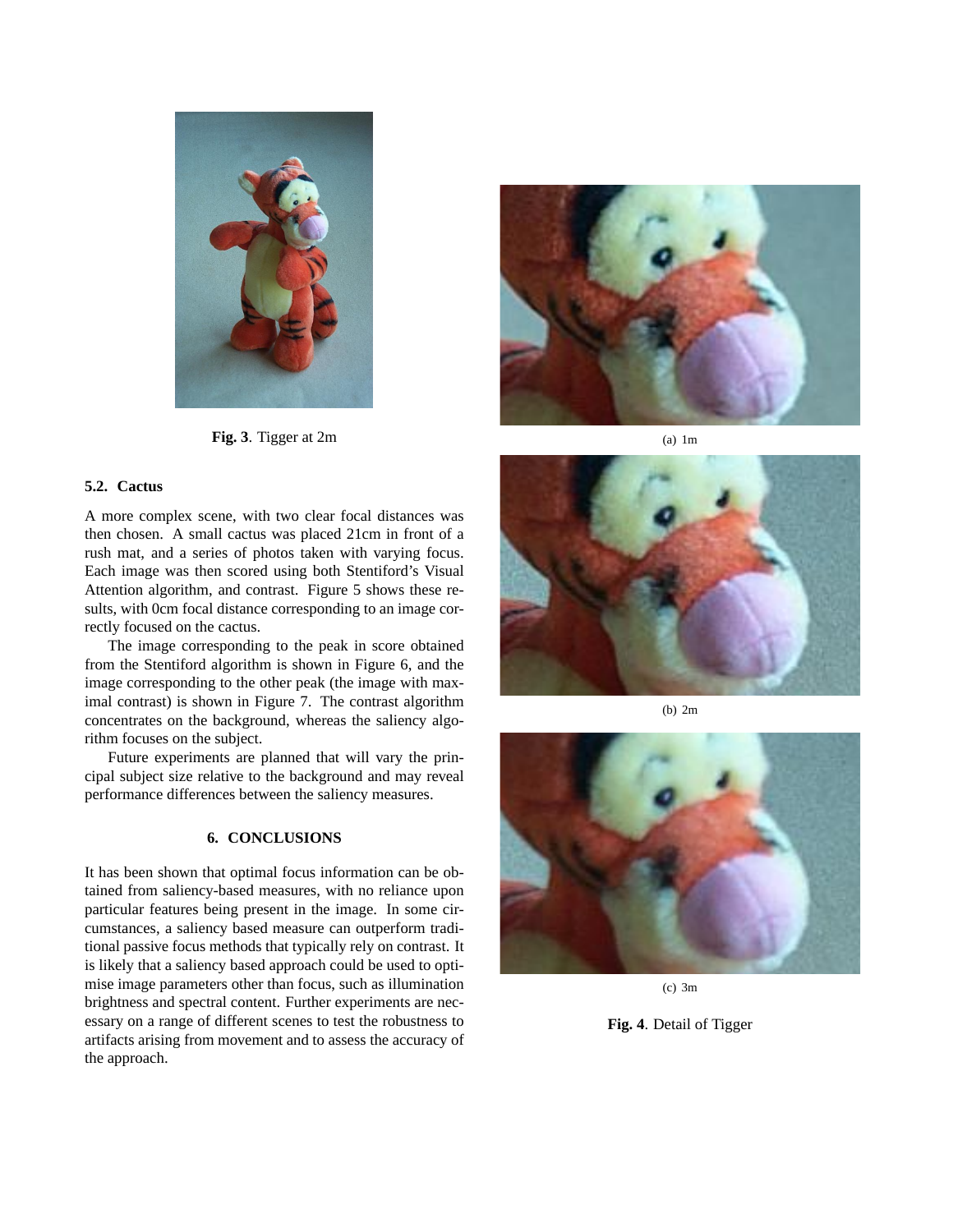Fig. 3. Tigger at 2m

### 5.2. Cactus

A more complex scene, with two clear focal distances was then chosen. A small cactus was placed 21cm in front of a rush mat, and a series of photos taken with varying focus. Each image was then scored using both Stentiford's Visual Attention algorithm, and contrast. Figure 5 shows these results, with 0cm focal distance corresponding to an image correctly focused on the cactus.

The image corresponding to the peak in score obtained from the Stentiford algorithm is shown in Figure 6, and the image corresponding to the other peak (the image with maximal contrast) is shown in Figure 7. The contrast algorithm concentrates on the background, whereas the saliency algorithm focuses on the subject.

Future experiments are planned that will vary the principal subject size relative to the background and may reveal performance differences between the saliency measures.

## 6. CONCLUSIONS

It has been shown that optimal focus information can be obtained from saliency-based measures, with no reliance upon particular features being present in the image. In some circumstances, a saliency based measure can outperform traditional passive focus methods that typically rely on contrast. It is likely that a saliency based approach could be used to optimise image parameters other than focus, such as illumination brightness and spectral content. Further experiments are necessary on a range of different scenes to test the robustness to artifacts arising from movement and to assess the accuracy of the approach.

(a) 1m

(b) 2m

(c) 3m

Fig. 4. Detail of Tigger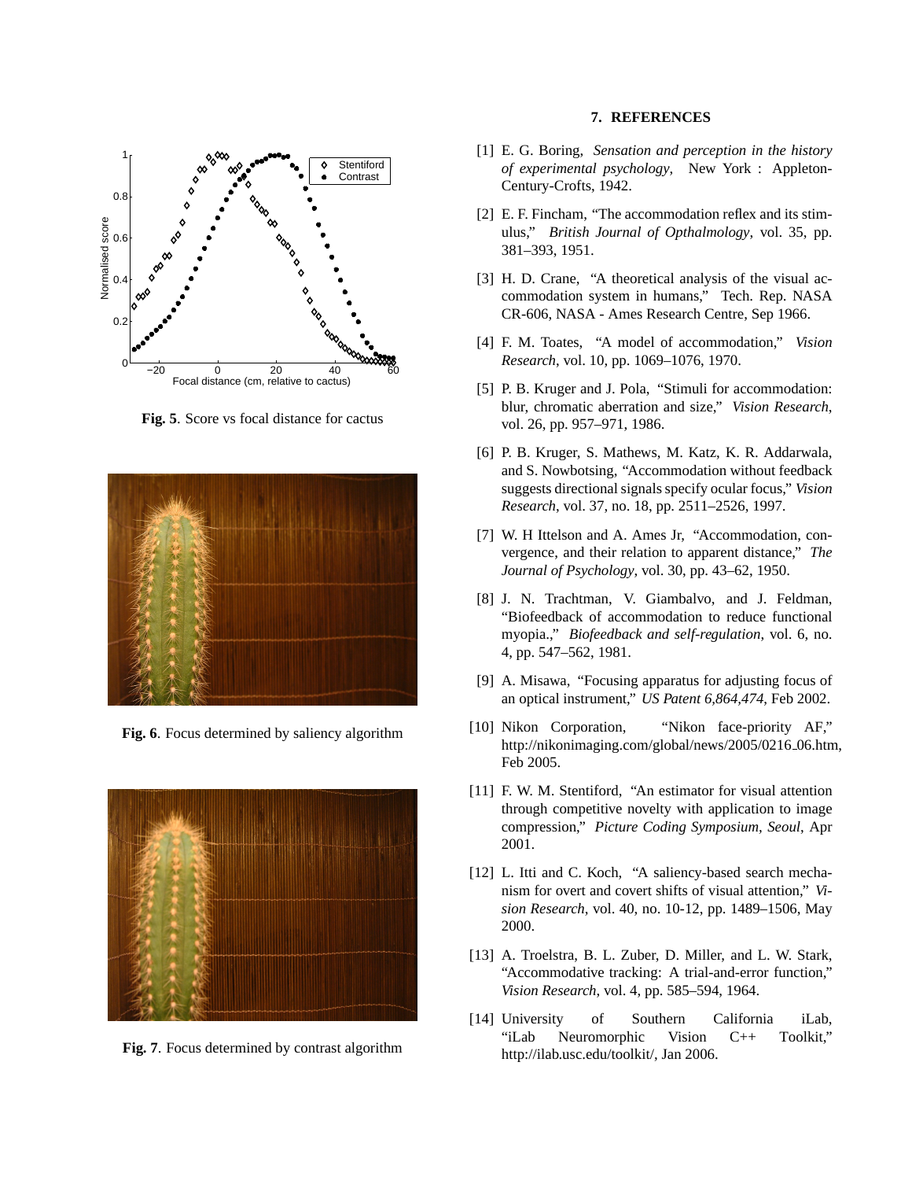1
0.8
0.6
0.4
0.2
0
Normalised score
−20
0
20
40
60
Focal distance (cm, relative to cactus)
Stentiford
Contrast

**Fig. 5**. Score vs focal distance for cactus

**Fig. 6**. Focus determined by saliency algorithm

**Fig. 7**. Focus determined by contrast algorithm

## 7. REFERENCES

[1] E. G. Boring, *Sensation and perception in the history of experimental psychology*, New York : Appleton-Century-Crofts, 1942.

[2] E. F. Fincham, "The accommodation reflex and its stimulus," *British Journal of Opthalmology*, vol. 35, pp. 381–393, 1951.

[3] H. D. Crane, "A theoretical analysis of the visual accommodation system in humans," Tech. Rep. NASA CR-606, NASA - Ames Research Centre, Sep 1966.

[4] F. M. Toates, "A model of accommodation," *Vision Research*, vol. 10, pp. 1069–1076, 1970.

[5] P. B. Kruger and J. Pola, "Stimuli for accommodation: blur, chromatic aberration and size," *Vision Research*, vol. 26, pp. 957–971, 1986.

[6] P. B. Kruger, S. Mathews, M. Katz, K. R. Addarwala, and S. Nowbotsing, "Accommodation without feedback suggests directional signals specify ocular focus," *Vision Research*, vol. 37, no. 18, pp. 2511–2526, 1997.

[7] W. H Ittelson and A. Ames Jr, "Accommodation, convergence, and their relation to apparent distance," *The Journal of Psychology*, vol. 30, pp. 43–62, 1950.

[8] J. N. Trachtman, V. Giambalvo, and J. Feldman, "Biofeedback of accommodation to reduce functional myopia.," *Biofeedback and self-regulation*, vol. 6, no. 4, pp. 547–562, 1981.

[9] A. Misawa, "Focusing apparatus for adjusting focus of an optical instrument," *US Patent 6,864,474*, Feb 2002.

[10] Nikon Corporation, "Nikon face-priority AF," http://nikonimaging.com/global/news/2005/0216_06.htm, Feb 2005.

[11] F. W. M. Stentiford, "An estimator for visual attention through competitive novelty with application to image compression," *Picture Coding Symposium, Seoul*, Apr 2001.

[12] L. Itti and C. Koch, "A saliency-based search mechanism for overt and covert shifts of visual attention," *Vision Research*, vol. 40, no. 10-12, pp. 1489–1506, May 2000.

[13] A. Troelstra, B. L. Zuber, D. Miller, and L. W. Stark, "Accommodative tracking: A trial-and-error function," *Vision Research*, vol. 4, pp. 585–594, 1964.

[14] University of Southern California iLab, "iLab Neuromorphic Vision C++ Toolkit," http://ilab.usc.edu/toolkit/, Jan 2006.